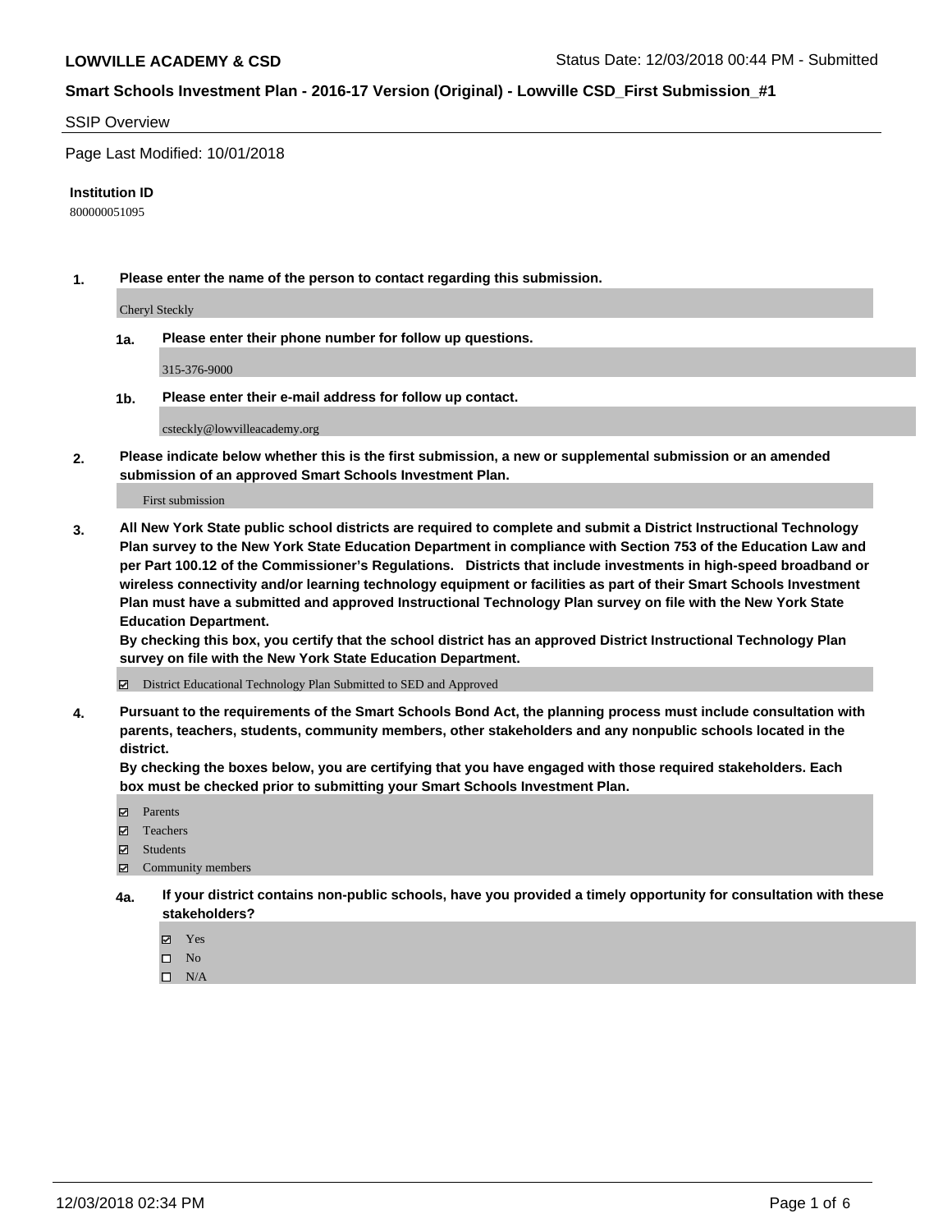**LOWVILLE ACADEMY & CSD** Status Date: 12/03/2018 00:44 PM - Submitted

**Smart Schools Investment Plan - 2016-17 Version (Original) - Lowville CSD_First Submission_#1**

SSIP Overview

Page Last Modified: 10/01/2018

**Institution ID**

800000051095

**1. Please enter the name of the person to contact regarding this submission.**

Cheryl Steckly

**1a. Please enter their phone number for follow up questions.**

315-376-9000

**1b. Please enter their e-mail address for follow up contact.**

csteckly@lowvilleacademy.org

**2. Please indicate below whether this is the first submission, a new or supplemental submission or an amended submission of an approved Smart Schools Investment Plan.**

First submission

**3. All New York State public school districts are required to complete and submit a District Instructional Technology Plan survey to the New York State Education Department in compliance with Section 753 of the Education Law and per Part 100.12 of the Commissioner's Regulations. Districts that include investments in high-speed broadband or wireless connectivity and/or learning technology equipment or facilities as part of their Smart Schools Investment Plan must have a submitted and approved Instructional Technology Plan survey on file with the New York State Education Department.**
**By checking this box, you certify that the school district has an approved District Instructional Technology Plan survey on file with the New York State Education Department.**

☑ District Educational Technology Plan Submitted to SED and Approved

**4. Pursuant to the requirements of the Smart Schools Bond Act, the planning process must include consultation with parents, teachers, students, community members, other stakeholders and any nonpublic schools located in the district.**
**By checking the boxes below, you are certifying that you have engaged with those required stakeholders. Each box must be checked prior to submitting your Smart Schools Investment Plan.**

☑ Parents
☑ Teachers
☑ Students
☑ Community members

**4a. If your district contains non-public schools, have you provided a timely opportunity for consultation with these stakeholders?**

☑ Yes
☐ No
☐ N/A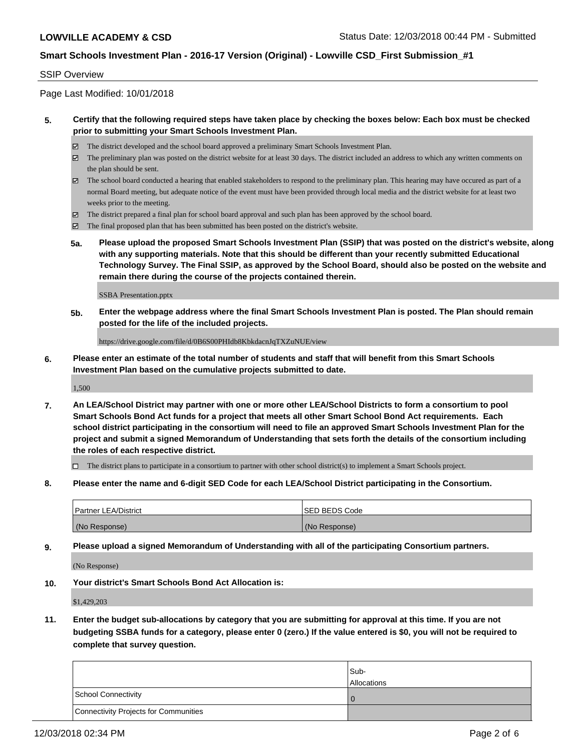**LOWVILLE ACADEMY & CSD** Status Date: 12/03/2018 00:44 PM - Submitted

**Smart Schools Investment Plan - 2016-17 Version (Original) - Lowville CSD_First Submission_#1**

SSIP Overview

Page Last Modified: 10/01/2018

**5. Certify that the following required steps have taken place by checking the boxes below: Each box must be checked prior to submitting your Smart Schools Investment Plan.**

- ☑ The district developed and the school board approved a preliminary Smart Schools Investment Plan.
- ☑ The preliminary plan was posted on the district website for at least 30 days. The district included an address to which any written comments on the plan should be sent.
- ☑ The school board conducted a hearing that enabled stakeholders to respond to the preliminary plan. This hearing may have occured as part of a normal Board meeting, but adequate notice of the event must have been provided through local media and the district website for at least two weeks prior to the meeting.
- ☑ The district prepared a final plan for school board approval and such plan has been approved by the school board.
- ☑ The final proposed plan that has been submitted has been posted on the district's website.

**5a. Please upload the proposed Smart Schools Investment Plan (SSIP) that was posted on the district's website, along with any supporting materials. Note that this should be different than your recently submitted Educational Technology Survey. The Final SSIP, as approved by the School Board, should also be posted on the website and remain there during the course of the projects contained therein.**

SSBA Presentation.pptx

**5b. Enter the webpage address where the final Smart Schools Investment Plan is posted. The Plan should remain posted for the life of the included projects.**

https://drive.google.com/file/d/0B6S00PHIdb8KbkdacnJqTXZuNUE/view

**6. Please enter an estimate of the total number of students and staff that will benefit from this Smart Schools Investment Plan based on the cumulative projects submitted to date.**

1,500

**7. An LEA/School District may partner with one or more other LEA/School Districts to form a consortium to pool Smart Schools Bond Act funds for a project that meets all other Smart School Bond Act requirements. Each school district participating in the consortium will need to file an approved Smart Schools Investment Plan for the project and submit a signed Memorandum of Understanding that sets forth the details of the consortium including the roles of each respective district.**

- ☐ The district plans to participate in a consortium to partner with other school district(s) to implement a Smart Schools project.

**8. Please enter the name and 6-digit SED Code for each LEA/School District participating in the Consortium.**

| Partner LEA/District | SED BEDS Code |
|---|---|
| (No Response) | (No Response) |

**9. Please upload a signed Memorandum of Understanding with all of the participating Consortium partners.**

(No Response)

**10. Your district's Smart Schools Bond Act Allocation is:**

$1,429,203

**11. Enter the budget sub-allocations by category that you are submitting for approval at this time. If you are not budgeting SSBA funds for a category, please enter 0 (zero.) If the value entered is $0, you will not be required to complete that survey question.**

| | Sub-Allocations |
|---|---|
| School Connectivity | 0 |
| Connectivity Projects for Communities | |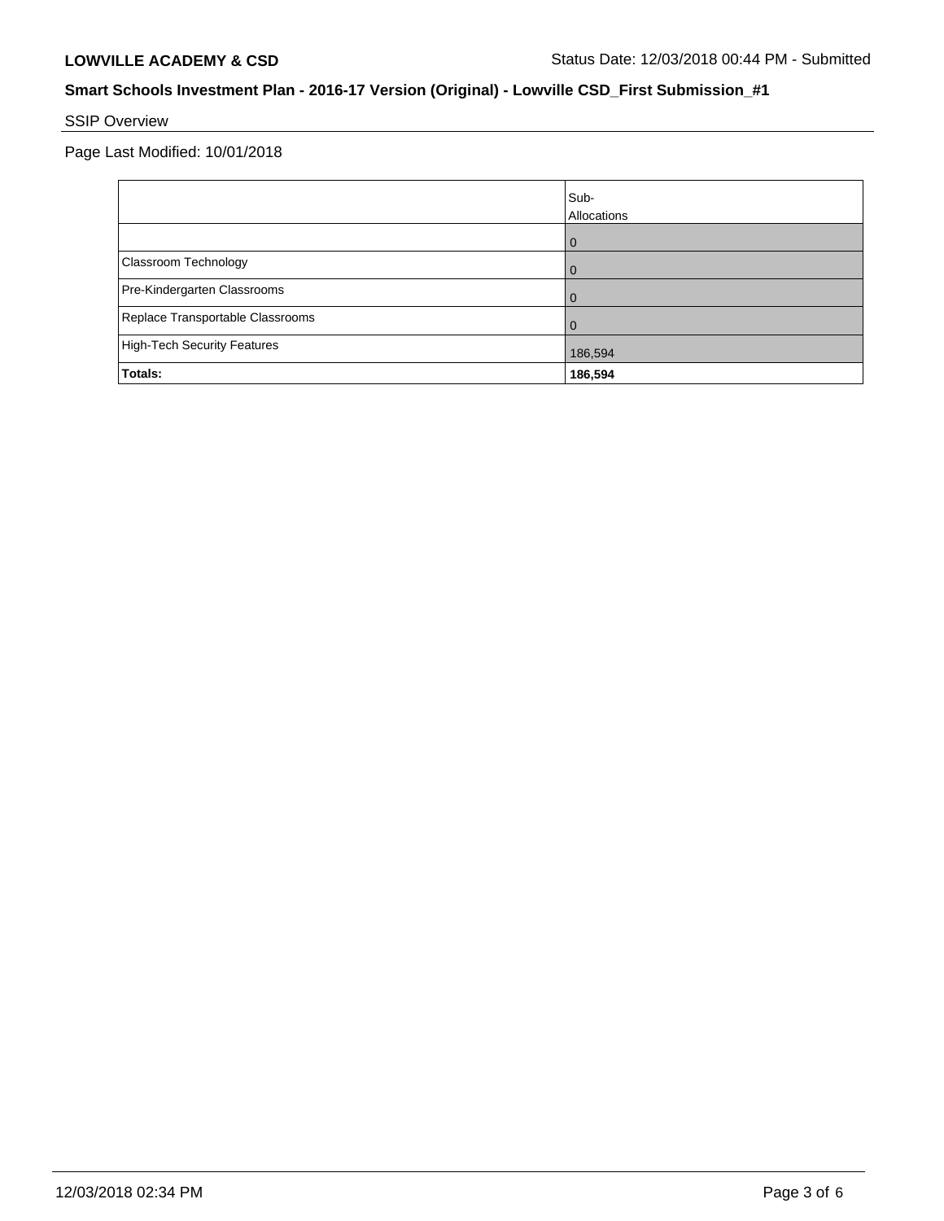## Smart Schools Investment Plan - 2016-17 Version (Original) - Lowville CSD_First Submission_#1

SSIP Overview

Page Last Modified: 10/01/2018

| | Sub-Allocations |
|---|---|
| | 0 |
| Classroom Technology | 0 |
| Pre-Kindergarten Classrooms | 0 |
| Replace Transportable Classrooms | 0 |
| High-Tech Security Features | 186,594 |
| **Totals:** | **186,594** |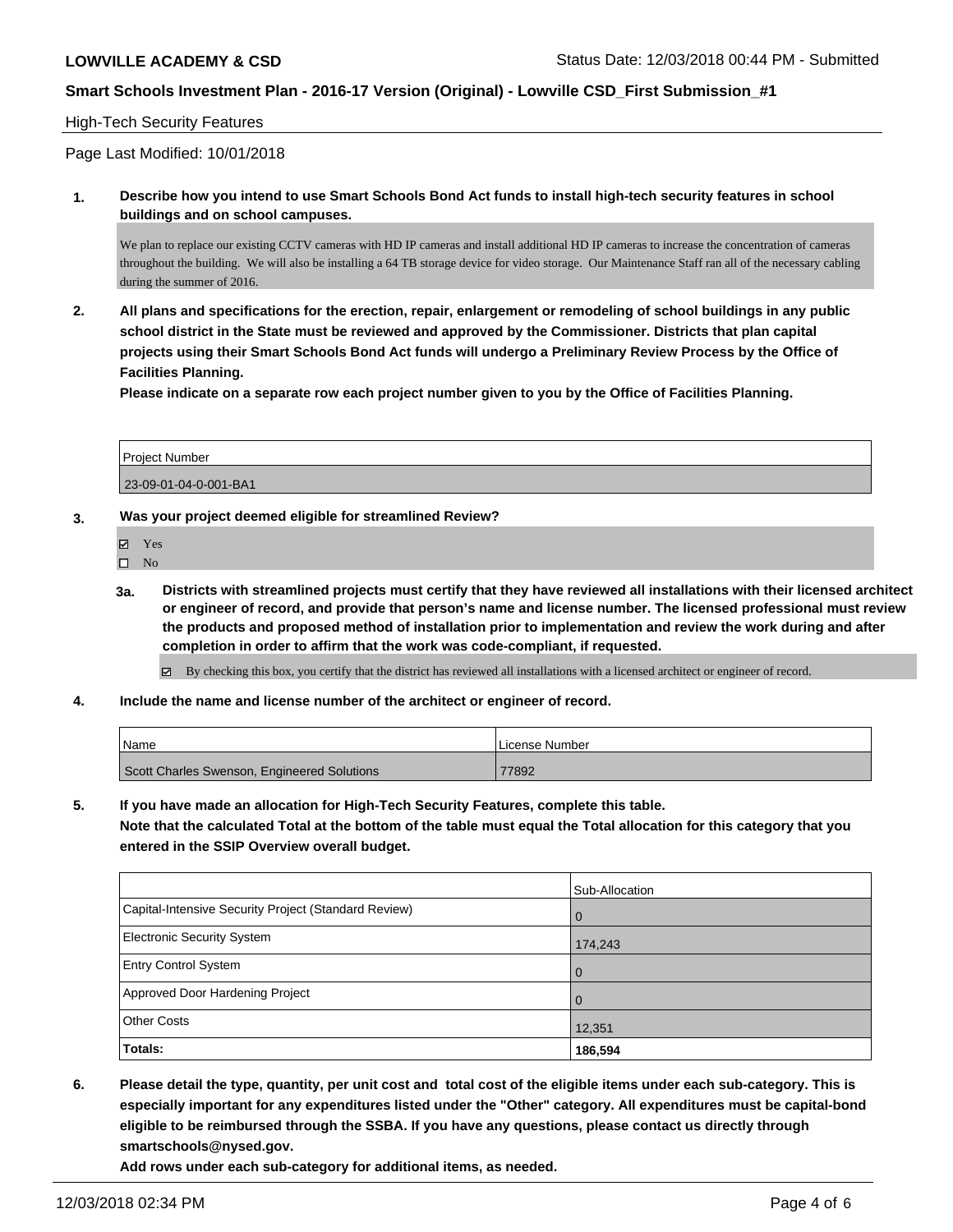**LOWVILLE ACADEMY & CSD** Status Date: 12/03/2018 00:44 PM - Submitted

**Smart Schools Investment Plan - 2016-17 Version (Original) - Lowville CSD_First Submission_#1**

High-Tech Security Features

Page Last Modified: 10/01/2018

**1. Describe how you intend to use Smart Schools Bond Act funds to install high-tech security features in school buildings and on school campuses.**

We plan to replace our existing CCTV cameras with HD IP cameras and install additional HD IP cameras to increase the concentration of cameras throughout the building. We will also be installing a 64 TB storage device for video storage. Our Maintenance Staff ran all of the necessary cabling during the summer of 2016.

**2. All plans and specifications for the erection, repair, enlargement or remodeling of school buildings in any public school district in the State must be reviewed and approved by the Commissioner. Districts that plan capital projects using their Smart Schools Bond Act funds will undergo a Preliminary Review Process by the Office of Facilities Planning.**

**Please indicate on a separate row each project number given to you by the Office of Facilities Planning.**

| Project Number |
|---|
| 23-09-01-04-0-001-BA1 |

**3. Was your project deemed eligible for streamlined Review?**

- ☑ Yes
- ☐ No

**3a. Districts with streamlined projects must certify that they have reviewed all installations with their licensed architect or engineer of record, and provide that person's name and license number. The licensed professional must review the products and proposed method of installation prior to implementation and review the work during and after completion in order to affirm that the work was code-compliant, if requested.**

☑ By checking this box, you certify that the district has reviewed all installations with a licensed architect or engineer of record.

**4. Include the name and license number of the architect or engineer of record.**

| Name | License Number |
|---|---|
| Scott Charles Swenson, Engineered Solutions | 77892 |

**5. If you have made an allocation for High-Tech Security Features, complete this table.**
**Note that the calculated Total at the bottom of the table must equal the Total allocation for this category that you entered in the SSIP Overview overall budget.**

| | Sub-Allocation |
|---|---|
| Capital-Intensive Security Project (Standard Review) | 0 |
| Electronic Security System | 174,243 |
| Entry Control System | 0 |
| Approved Door Hardening Project | 0 |
| Other Costs | 12,351 |
| **Totals:** | **186,594** |

**6. Please detail the type, quantity, per unit cost and total cost of the eligible items under each sub-category. This is especially important for any expenditures listed under the "Other" category. All expenditures must be capital-bond eligible to be reimbursed through the SSBA. If you have any questions, please contact us directly through smartschools@nysed.gov.**
**Add rows under each sub-category for additional items, as needed.**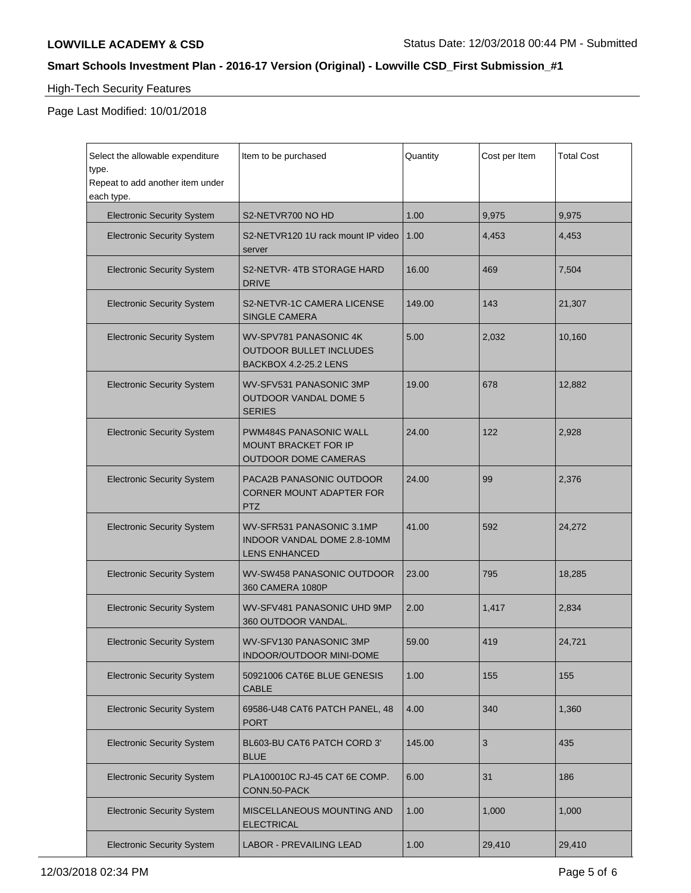## High-Tech Security Features

Page Last Modified: 10/01/2018

| Select the allowable expenditure type. Repeat to add another item under each type. | Item to be purchased | Quantity | Cost per Item | Total Cost |
|---|---|---|---|---|
| Electronic Security System | S2-NETVR700 NO HD | 1.00 | 9,975 | 9,975 |
| Electronic Security System | S2-NETVR120 1U rack mount IP video server | 1.00 | 4,453 | 4,453 |
| Electronic Security System | S2-NETVR- 4TB STORAGE HARD DRIVE | 16.00 | 469 | 7,504 |
| Electronic Security System | S2-NETVR-1C CAMERA LICENSE SINGLE CAMERA | 149.00 | 143 | 21,307 |
| Electronic Security System | WV-SPV781 PANASONIC 4K OUTDOOR BULLET INCLUDES BACKBOX 4.2-25.2 LENS | 5.00 | 2,032 | 10,160 |
| Electronic Security System | WV-SFV531 PANASONIC 3MP OUTDOOR VANDAL DOME 5 SERIES | 19.00 | 678 | 12,882 |
| Electronic Security System | PWM484S PANASONIC WALL MOUNT BRACKET FOR IP OUTDOOR DOME CAMERAS | 24.00 | 122 | 2,928 |
| Electronic Security System | PACA2B PANASONIC OUTDOOR CORNER MOUNT ADAPTER FOR PTZ | 24.00 | 99 | 2,376 |
| Electronic Security System | WV-SFR531 PANASONIC 3.1MP INDOOR VANDAL DOME 2.8-10MM LENS ENHANCED | 41.00 | 592 | 24,272 |
| Electronic Security System | WV-SW458 PANASONIC OUTDOOR 360 CAMERA 1080P | 23.00 | 795 | 18,285 |
| Electronic Security System | WV-SFV481 PANASONIC UHD 9MP 360 OUTDOOR VANDAL. | 2.00 | 1,417 | 2,834 |
| Electronic Security System | WV-SFV130 PANASONIC 3MP INDOOR/OUTDOOR MINI-DOME | 59.00 | 419 | 24,721 |
| Electronic Security System | 50921006 CAT6E BLUE GENESIS CABLE | 1.00 | 155 | 155 |
| Electronic Security System | 69586-U48 CAT6 PATCH PANEL, 48 PORT | 4.00 | 340 | 1,360 |
| Electronic Security System | BL603-BU CAT6 PATCH CORD 3' BLUE | 145.00 | 3 | 435 |
| Electronic Security System | PLA100010C RJ-45 CAT 6E COMP. CONN.50-PACK | 6.00 | 31 | 186 |
| Electronic Security System | MISCELLANEOUS MOUNTING AND ELECTRICAL | 1.00 | 1,000 | 1,000 |
| Electronic Security System | LABOR - PREVAILING LEAD | 1.00 | 29,410 | 29,410 |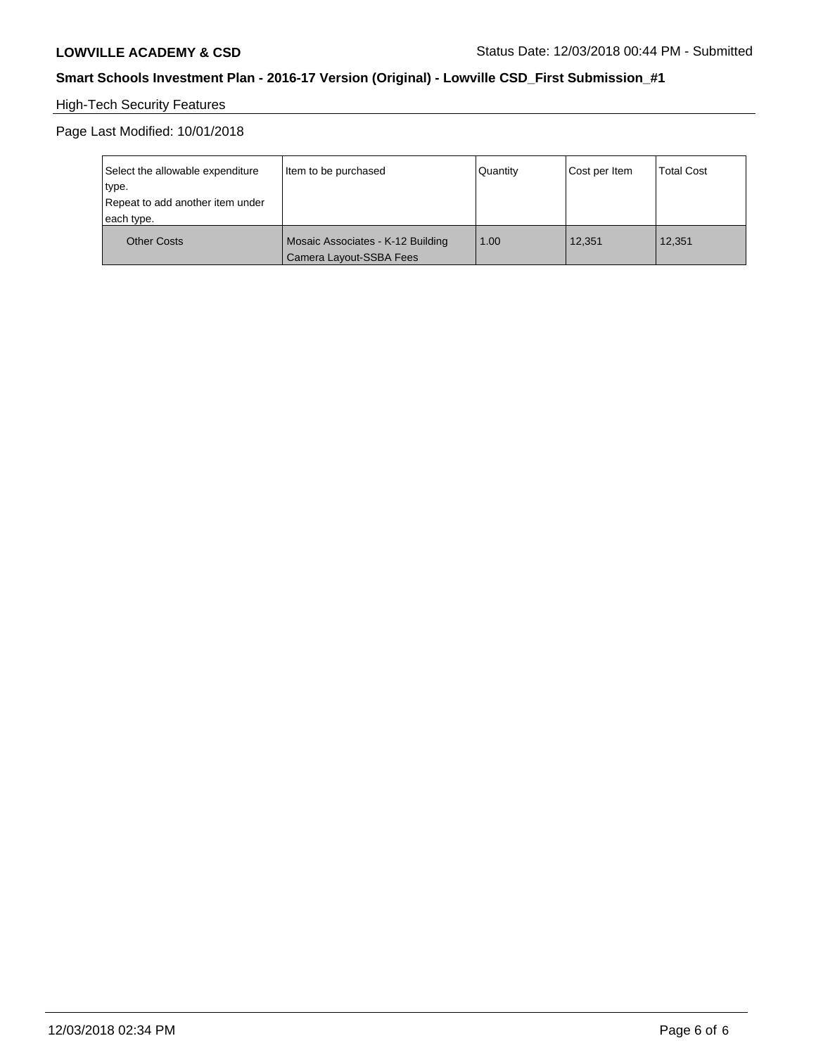High-Tech Security Features

Page Last Modified: 10/01/2018

| Select the allowable expenditure type. Repeat to add another item under each type. | Item to be purchased | Quantity | Cost per Item | Total Cost |
| --- | --- | --- | --- | --- |
| Other Costs | Mosaic Associates - K-12 Building Camera Layout-SSBA Fees | 1.00 | 12,351 | 12,351 |